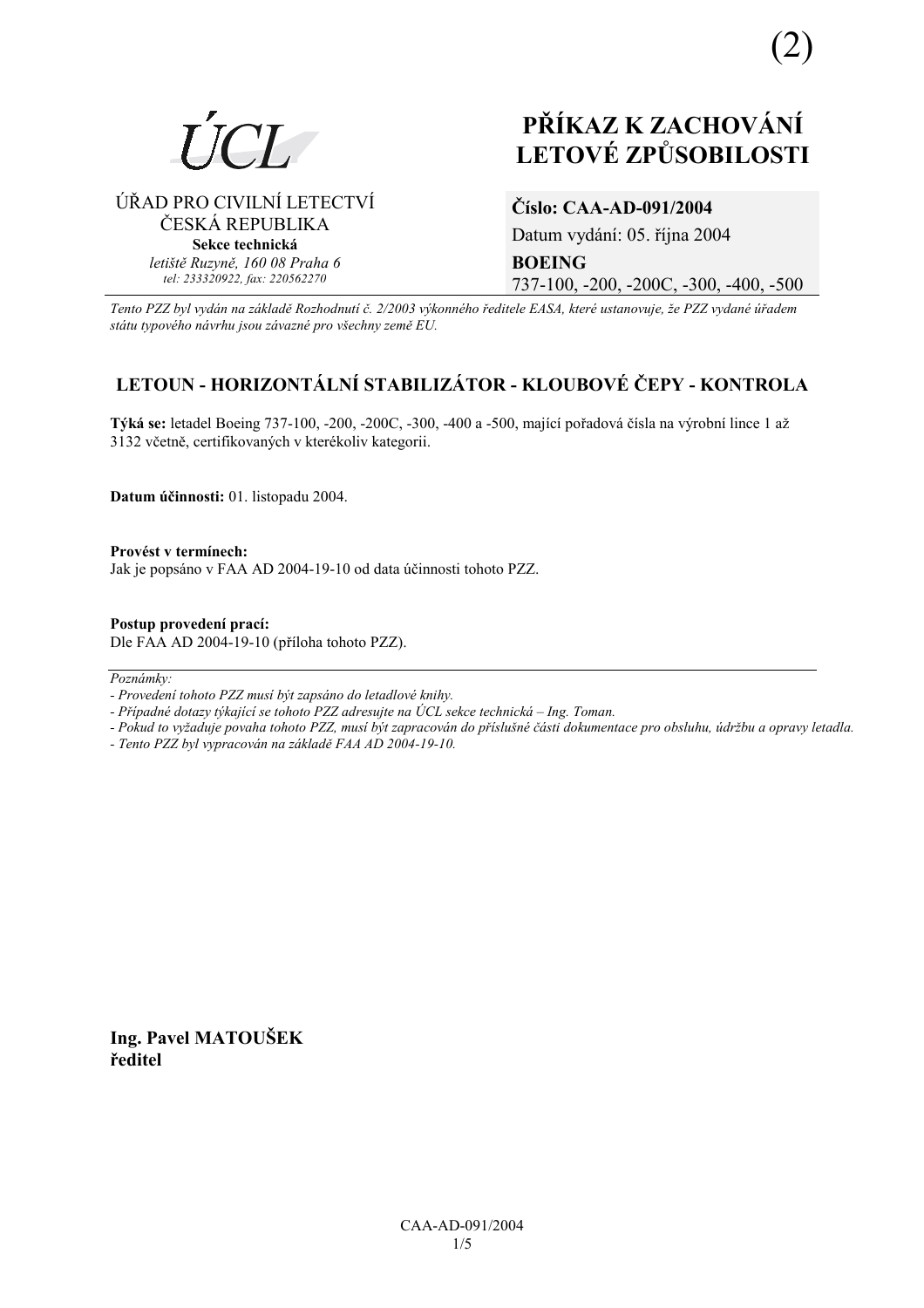(2)

ÚCL

ÚŘAD PRO CIVILNÍ LETECTVÍ
ČESKÁ REPUBLIKA
**Sekce technická**
*letiště Ruzyně, 160 08 Praha 6*
*tel: 233320922, fax: 220562270*

# PŘÍKAZ K ZACHOVÁNÍ LETOVÉ ZPŮSOBILOSTI

**Číslo: CAA-AD-091/2004**
Datum vydání: 05. října 2004
**BOEING**
737-100, -200, -200C, -300, -400, -500

*Tento PZZ byl vydán na základě Rozhodnutí č. 2/2003 výkonného ředitele EASA, které ustanovuje, že PZZ vydané úřadem státu typového návrhu jsou závazné pro všechny země EU.*

## LETOUN - HORIZONTÁLNÍ STABILIZÁTOR - KLOUBOVÉ ČEPY - KONTROLA

**Týká se:** letadel Boeing 737-100, -200, -200C, -300, -400 a -500, mající pořadová čísla na výrobní lince 1 až 3132 včetně, certifikovaných v kterékoliv kategorii.

**Datum účinnosti:** 01. listopadu 2004.

**Provést v termínech:**
Jak je popsáno v FAA AD 2004-19-10 od data účinnosti tohoto PZZ.

**Postup provedení prací:**
Dle FAA AD 2004-19-10 (příloha tohoto PZZ).

---

*Poznámky:*
*- Provedení tohoto PZZ musí být zapsáno do letadlové knihy.*
*- Případné dotazy týkající se tohoto PZZ adresujte na ÚCL sekce technická – Ing. Toman.*
*- Pokud to vyžaduje povaha tohoto PZZ, musí být zapracován do příslušné části dokumentace pro obsluhu, údržbu a opravy letadla.*
*- Tento PZZ byl vypracován na základě FAA AD 2004-19-10.*

**Ing. Pavel MATOUŠEK**
**ředitel**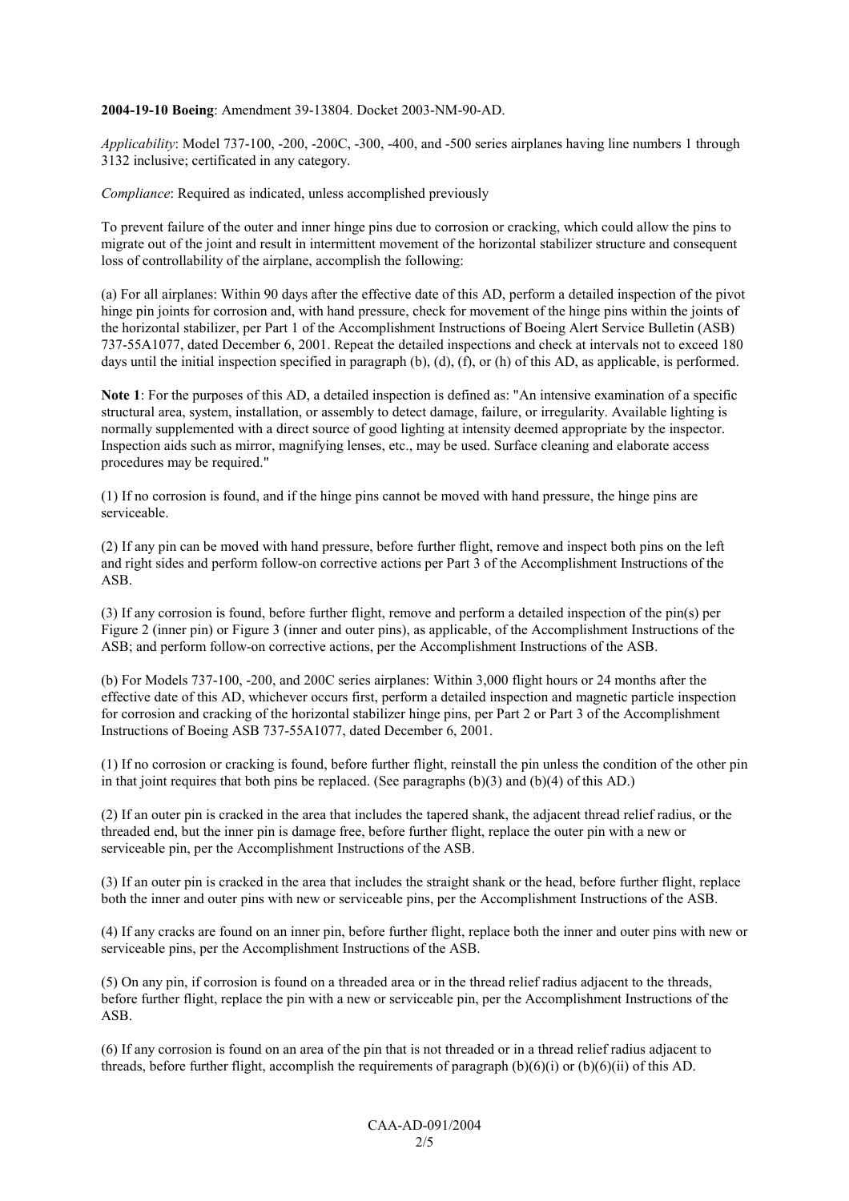**2004-19-10 Boeing**: Amendment 39-13804. Docket 2003-NM-90-AD.

*Applicability*: Model 737-100, -200, -200C, -300, -400, and -500 series airplanes having line numbers 1 through 3132 inclusive; certificated in any category.

*Compliance*: Required as indicated, unless accomplished previously

To prevent failure of the outer and inner hinge pins due to corrosion or cracking, which could allow the pins to migrate out of the joint and result in intermittent movement of the horizontal stabilizer structure and consequent loss of controllability of the airplane, accomplish the following:

(a) For all airplanes: Within 90 days after the effective date of this AD, perform a detailed inspection of the pivot hinge pin joints for corrosion and, with hand pressure, check for movement of the hinge pins within the joints of the horizontal stabilizer, per Part 1 of the Accomplishment Instructions of Boeing Alert Service Bulletin (ASB) 737-55A1077, dated December 6, 2001. Repeat the detailed inspections and check at intervals not to exceed 180 days until the initial inspection specified in paragraph (b), (d), (f), or (h) of this AD, as applicable, is performed.

**Note 1**: For the purposes of this AD, a detailed inspection is defined as: "An intensive examination of a specific structural area, system, installation, or assembly to detect damage, failure, or irregularity. Available lighting is normally supplemented with a direct source of good lighting at intensity deemed appropriate by the inspector. Inspection aids such as mirror, magnifying lenses, etc., may be used. Surface cleaning and elaborate access procedures may be required."

(1) If no corrosion is found, and if the hinge pins cannot be moved with hand pressure, the hinge pins are serviceable.

(2) If any pin can be moved with hand pressure, before further flight, remove and inspect both pins on the left and right sides and perform follow-on corrective actions per Part 3 of the Accomplishment Instructions of the ASB.

(3) If any corrosion is found, before further flight, remove and perform a detailed inspection of the pin(s) per Figure 2 (inner pin) or Figure 3 (inner and outer pins), as applicable, of the Accomplishment Instructions of the ASB; and perform follow-on corrective actions, per the Accomplishment Instructions of the ASB.

(b) For Models 737-100, -200, and 200C series airplanes: Within 3,000 flight hours or 24 months after the effective date of this AD, whichever occurs first, perform a detailed inspection and magnetic particle inspection for corrosion and cracking of the horizontal stabilizer hinge pins, per Part 2 or Part 3 of the Accomplishment Instructions of Boeing ASB 737-55A1077, dated December 6, 2001.

(1) If no corrosion or cracking is found, before further flight, reinstall the pin unless the condition of the other pin in that joint requires that both pins be replaced. (See paragraphs (b)(3) and (b)(4) of this AD.)

(2) If an outer pin is cracked in the area that includes the tapered shank, the adjacent thread relief radius, or the threaded end, but the inner pin is damage free, before further flight, replace the outer pin with a new or serviceable pin, per the Accomplishment Instructions of the ASB.

(3) If an outer pin is cracked in the area that includes the straight shank or the head, before further flight, replace both the inner and outer pins with new or serviceable pins, per the Accomplishment Instructions of the ASB.

(4) If any cracks are found on an inner pin, before further flight, replace both the inner and outer pins with new or serviceable pins, per the Accomplishment Instructions of the ASB.

(5) On any pin, if corrosion is found on a threaded area or in the thread relief radius adjacent to the threads, before further flight, replace the pin with a new or serviceable pin, per the Accomplishment Instructions of the ASB.

(6) If any corrosion is found on an area of the pin that is not threaded or in a thread relief radius adjacent to threads, before further flight, accomplish the requirements of paragraph (b)(6)(i) or (b)(6)(ii) of this AD.

CAA-AD-091/2004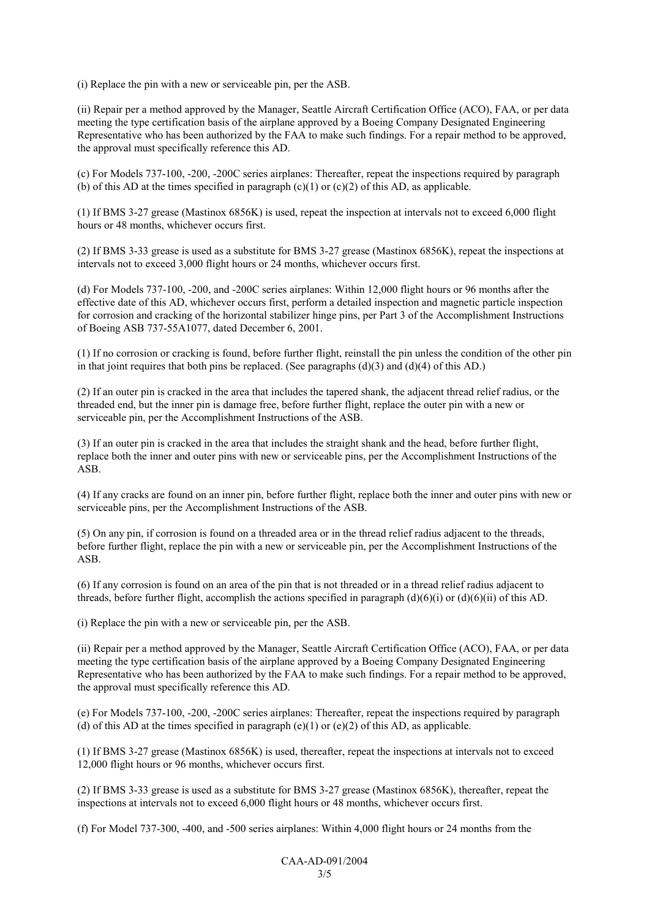(i) Replace the pin with a new or serviceable pin, per the ASB.

(ii) Repair per a method approved by the Manager, Seattle Aircraft Certification Office (ACO), FAA, or per data meeting the type certification basis of the airplane approved by a Boeing Company Designated Engineering Representative who has been authorized by the FAA to make such findings. For a repair method to be approved, the approval must specifically reference this AD.

(c) For Models 737-100, -200, -200C series airplanes: Thereafter, repeat the inspections required by paragraph (b) of this AD at the times specified in paragraph (c)(1) or (c)(2) of this AD, as applicable.

(1) If BMS 3-27 grease (Mastinox 6856K) is used, repeat the inspection at intervals not to exceed 6,000 flight hours or 48 months, whichever occurs first.

(2) If BMS 3-33 grease is used as a substitute for BMS 3-27 grease (Mastinox 6856K), repeat the inspections at intervals not to exceed 3,000 flight hours or 24 months, whichever occurs first.

(d) For Models 737-100, -200, and -200C series airplanes: Within 12,000 flight hours or 96 months after the effective date of this AD, whichever occurs first, perform a detailed inspection and magnetic particle inspection for corrosion and cracking of the horizontal stabilizer hinge pins, per Part 3 of the Accomplishment Instructions of Boeing ASB 737-55A1077, dated December 6, 2001.

(1) If no corrosion or cracking is found, before further flight, reinstall the pin unless the condition of the other pin in that joint requires that both pins be replaced. (See paragraphs (d)(3) and (d)(4) of this AD.)

(2) If an outer pin is cracked in the area that includes the tapered shank, the adjacent thread relief radius, or the threaded end, but the inner pin is damage free, before further flight, replace the outer pin with a new or serviceable pin, per the Accomplishment Instructions of the ASB.

(3) If an outer pin is cracked in the area that includes the straight shank and the head, before further flight, replace both the inner and outer pins with new or serviceable pins, per the Accomplishment Instructions of the ASB.

(4) If any cracks are found on an inner pin, before further flight, replace both the inner and outer pins with new or serviceable pins, per the Accomplishment Instructions of the ASB.

(5) On any pin, if corrosion is found on a threaded area or in the thread relief radius adjacent to the threads, before further flight, replace the pin with a new or serviceable pin, per the Accomplishment Instructions of the ASB.

(6) If any corrosion is found on an area of the pin that is not threaded or in a thread relief radius adjacent to threads, before further flight, accomplish the actions specified in paragraph (d)(6)(i) or (d)(6)(ii) of this AD.

(i) Replace the pin with a new or serviceable pin, per the ASB.

(ii) Repair per a method approved by the Manager, Seattle Aircraft Certification Office (ACO), FAA, or per data meeting the type certification basis of the airplane approved by a Boeing Company Designated Engineering Representative who has been authorized by the FAA to make such findings. For a repair method to be approved, the approval must specifically reference this AD.

(e) For Models 737-100, -200, -200C series airplanes: Thereafter, repeat the inspections required by paragraph (d) of this AD at the times specified in paragraph (e)(1) or (e)(2) of this AD, as applicable.

(1) If BMS 3-27 grease (Mastinox 6856K) is used, thereafter, repeat the inspections at intervals not to exceed 12,000 flight hours or 96 months, whichever occurs first.

(2) If BMS 3-33 grease is used as a substitute for BMS 3-27 grease (Mastinox 6856K), thereafter, repeat the inspections at intervals not to exceed 6,000 flight hours or 48 months, whichever occurs first.

(f) For Model 737-300, -400, and -500 series airplanes: Within 4,000 flight hours or 24 months from the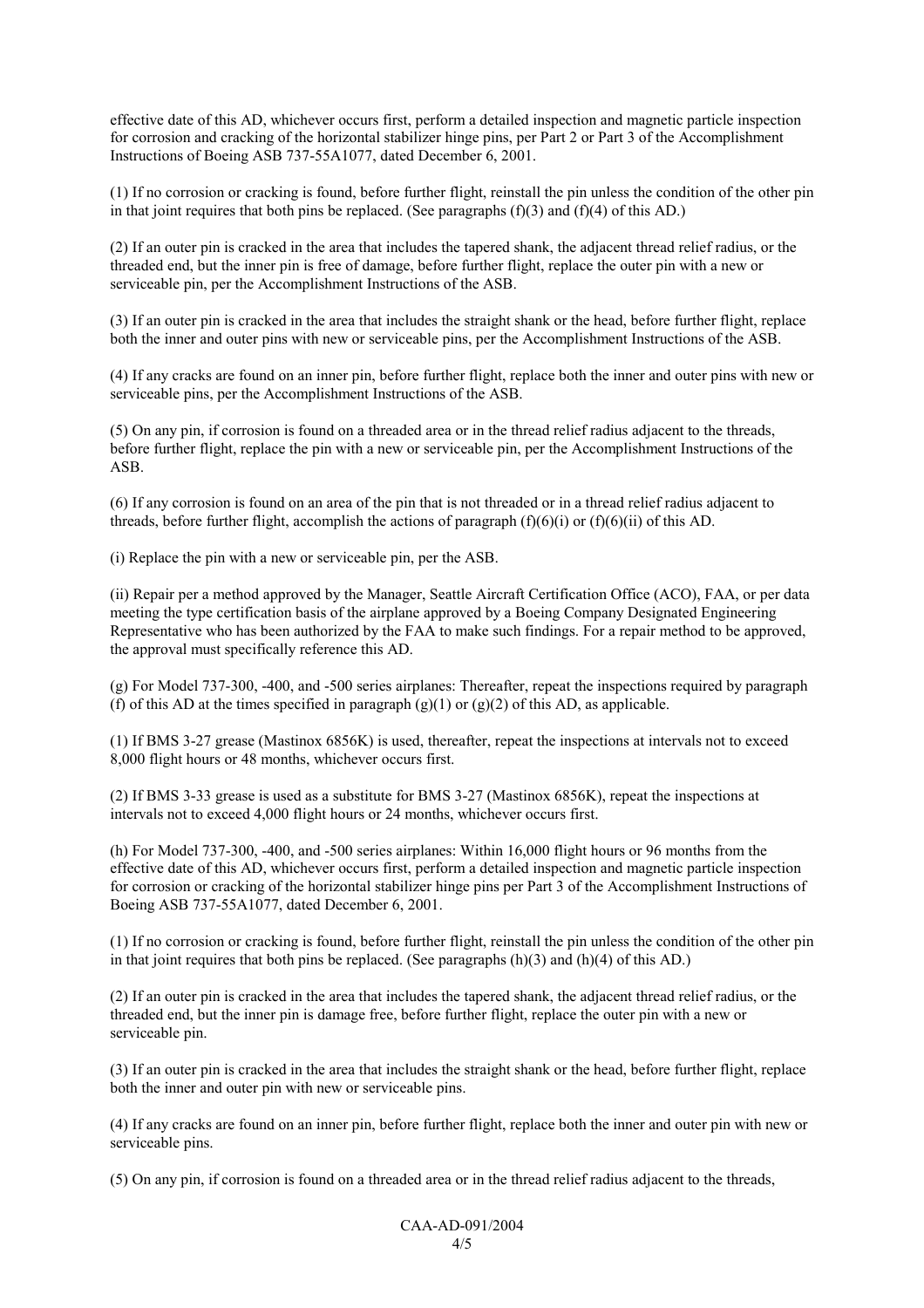effective date of this AD, whichever occurs first, perform a detailed inspection and magnetic particle inspection for corrosion and cracking of the horizontal stabilizer hinge pins, per Part 2 or Part 3 of the Accomplishment Instructions of Boeing ASB 737-55A1077, dated December 6, 2001.

(1) If no corrosion or cracking is found, before further flight, reinstall the pin unless the condition of the other pin in that joint requires that both pins be replaced. (See paragraphs (f)(3) and (f)(4) of this AD.)

(2) If an outer pin is cracked in the area that includes the tapered shank, the adjacent thread relief radius, or the threaded end, but the inner pin is free of damage, before further flight, replace the outer pin with a new or serviceable pin, per the Accomplishment Instructions of the ASB.

(3) If an outer pin is cracked in the area that includes the straight shank or the head, before further flight, replace both the inner and outer pins with new or serviceable pins, per the Accomplishment Instructions of the ASB.

(4) If any cracks are found on an inner pin, before further flight, replace both the inner and outer pins with new or serviceable pins, per the Accomplishment Instructions of the ASB.

(5) On any pin, if corrosion is found on a threaded area or in the thread relief radius adjacent to the threads, before further flight, replace the pin with a new or serviceable pin, per the Accomplishment Instructions of the ASB.

(6) If any corrosion is found on an area of the pin that is not threaded or in a thread relief radius adjacent to threads, before further flight, accomplish the actions of paragraph (f)(6)(i) or (f)(6)(ii) of this AD.

(i) Replace the pin with a new or serviceable pin, per the ASB.

(ii) Repair per a method approved by the Manager, Seattle Aircraft Certification Office (ACO), FAA, or per data meeting the type certification basis of the airplane approved by a Boeing Company Designated Engineering Representative who has been authorized by the FAA to make such findings. For a repair method to be approved, the approval must specifically reference this AD.

(g) For Model 737-300, -400, and -500 series airplanes: Thereafter, repeat the inspections required by paragraph (f) of this AD at the times specified in paragraph (g)(1) or (g)(2) of this AD, as applicable.

(1) If BMS 3-27 grease (Mastinox 6856K) is used, thereafter, repeat the inspections at intervals not to exceed 8,000 flight hours or 48 months, whichever occurs first.

(2) If BMS 3-33 grease is used as a substitute for BMS 3-27 (Mastinox 6856K), repeat the inspections at intervals not to exceed 4,000 flight hours or 24 months, whichever occurs first.

(h) For Model 737-300, -400, and -500 series airplanes: Within 16,000 flight hours or 96 months from the effective date of this AD, whichever occurs first, perform a detailed inspection and magnetic particle inspection for corrosion or cracking of the horizontal stabilizer hinge pins per Part 3 of the Accomplishment Instructions of Boeing ASB 737-55A1077, dated December 6, 2001.

(1) If no corrosion or cracking is found, before further flight, reinstall the pin unless the condition of the other pin in that joint requires that both pins be replaced. (See paragraphs (h)(3) and (h)(4) of this AD.)

(2) If an outer pin is cracked in the area that includes the tapered shank, the adjacent thread relief radius, or the threaded end, but the inner pin is damage free, before further flight, replace the outer pin with a new or serviceable pin.

(3) If an outer pin is cracked in the area that includes the straight shank or the head, before further flight, replace both the inner and outer pin with new or serviceable pins.

(4) If any cracks are found on an inner pin, before further flight, replace both the inner and outer pin with new or serviceable pins.

(5) On any pin, if corrosion is found on a threaded area or in the thread relief radius adjacent to the threads,

CAA-AD-091/2004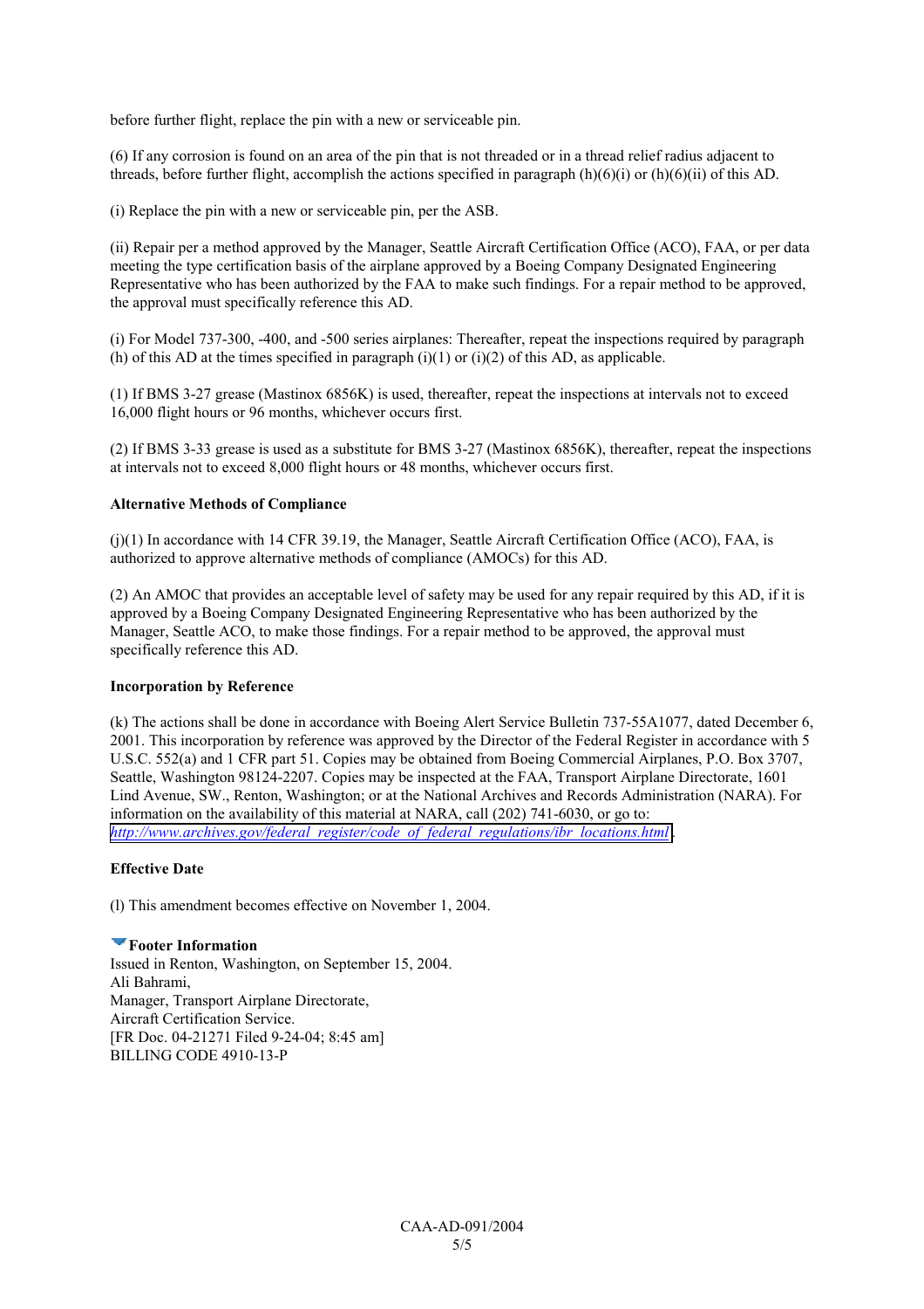before further flight, replace the pin with a new or serviceable pin.

(6) If any corrosion is found on an area of the pin that is not threaded or in a thread relief radius adjacent to threads, before further flight, accomplish the actions specified in paragraph (h)(6)(i) or (h)(6)(ii) of this AD.

(i) Replace the pin with a new or serviceable pin, per the ASB.

(ii) Repair per a method approved by the Manager, Seattle Aircraft Certification Office (ACO), FAA, or per data meeting the type certification basis of the airplane approved by a Boeing Company Designated Engineering Representative who has been authorized by the FAA to make such findings. For a repair method to be approved, the approval must specifically reference this AD.

(i) For Model 737-300, -400, and -500 series airplanes: Thereafter, repeat the inspections required by paragraph (h) of this AD at the times specified in paragraph (i)(1) or (i)(2) of this AD, as applicable.

(1) If BMS 3-27 grease (Mastinox 6856K) is used, thereafter, repeat the inspections at intervals not to exceed 16,000 flight hours or 96 months, whichever occurs first.

(2) If BMS 3-33 grease is used as a substitute for BMS 3-27 (Mastinox 6856K), thereafter, repeat the inspections at intervals not to exceed 8,000 flight hours or 48 months, whichever occurs first.

**Alternative Methods of Compliance**

(j)(1) In accordance with 14 CFR 39.19, the Manager, Seattle Aircraft Certification Office (ACO), FAA, is authorized to approve alternative methods of compliance (AMOCs) for this AD.

(2) An AMOC that provides an acceptable level of safety may be used for any repair required by this AD, if it is approved by a Boeing Company Designated Engineering Representative who has been authorized by the Manager, Seattle ACO, to make those findings. For a repair method to be approved, the approval must specifically reference this AD.

**Incorporation by Reference**

(k) The actions shall be done in accordance with Boeing Alert Service Bulletin 737-55A1077, dated December 6, 2001. This incorporation by reference was approved by the Director of the Federal Register in accordance with 5 U.S.C. 552(a) and 1 CFR part 51. Copies may be obtained from Boeing Commercial Airplanes, P.O. Box 3707, Seattle, Washington 98124-2207. Copies may be inspected at the FAA, Transport Airplane Directorate, 1601 Lind Avenue, SW., Renton, Washington; or at the National Archives and Records Administration (NARA). For information on the availability of this material at NARA, call (202) 741-6030, or go to: http://www.archives.gov/federal_register/code_of_federal_regulations/ibr_locations.html.

**Effective Date**

(l) This amendment becomes effective on November 1, 2004.

**Footer Information**

Issued in Renton, Washington, on September 15, 2004.
Ali Bahrami,
Manager, Transport Airplane Directorate,
Aircraft Certification Service.
[FR Doc. 04-21271 Filed 9-24-04; 8:45 am]
BILLING CODE 4910-13-P